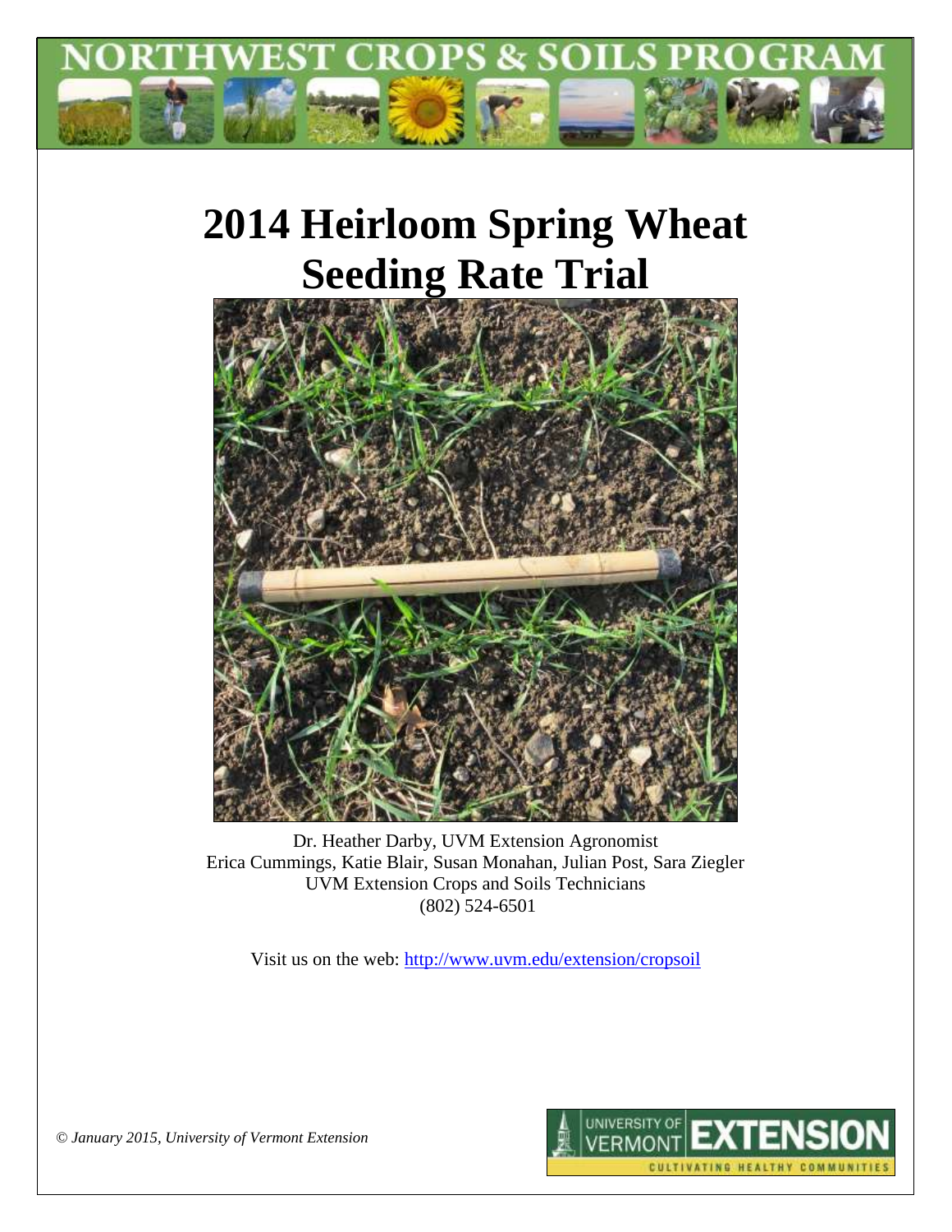NORTHWEST CROPS & SOILS PROGRAM

# 2014 Heirloom Spring Wheat Seeding Rate Trial

Dr. Heather Darby, UVM Extension Agronomist
Erica Cummings, Katie Blair, Susan Monahan, Julian Post, Sara Ziegler
UVM Extension Crops and Soils Technicians
(802) 524-6501

Visit us on the web: http://www.uvm.edu/extension/cropsoil

*© January 2015, University of Vermont Extension*

UNIVERSITY OF VERMONT EXTENSION
CULTIVATING HEALTHY COMMUNITIES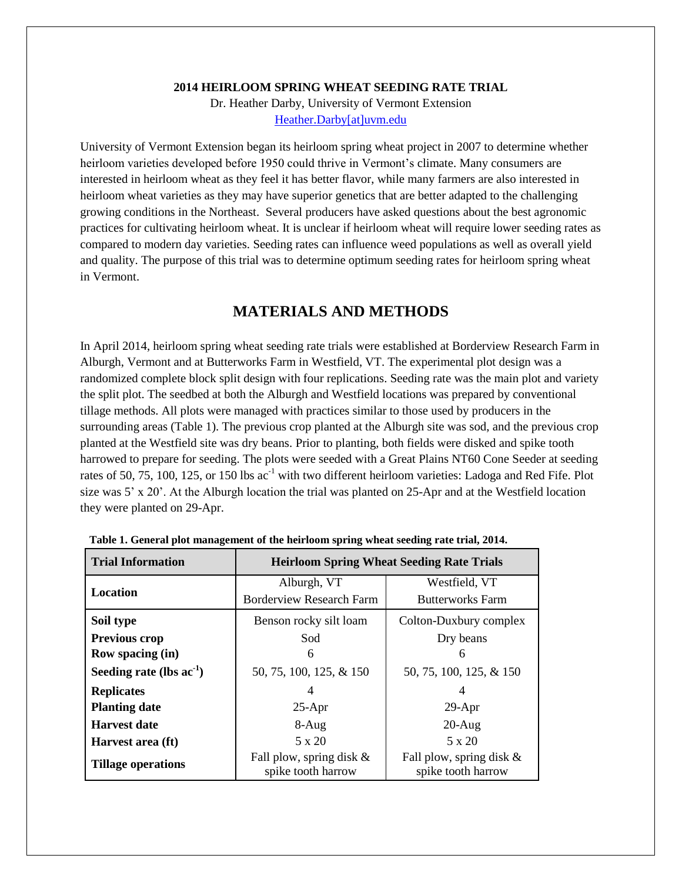**2014 HEIRLOOM SPRING WHEAT SEEDING RATE TRIAL**

Dr. Heather Darby, University of Vermont Extension

Heather.Darby[at]uvm.edu

University of Vermont Extension began its heirloom spring wheat project in 2007 to determine whether heirloom varieties developed before 1950 could thrive in Vermont's climate. Many consumers are interested in heirloom wheat as they feel it has better flavor, while many farmers are also interested in heirloom wheat varieties as they may have superior genetics that are better adapted to the challenging growing conditions in the Northeast. Several producers have asked questions about the best agronomic practices for cultivating heirloom wheat. It is unclear if heirloom wheat will require lower seeding rates as compared to modern day varieties. Seeding rates can influence weed populations as well as overall yield and quality. The purpose of this trial was to determine optimum seeding rates for heirloom spring wheat in Vermont.

## MATERIALS AND METHODS

In April 2014, heirloom spring wheat seeding rate trials were established at Borderview Research Farm in Alburgh, Vermont and at Butterworks Farm in Westfield, VT. The experimental plot design was a randomized complete block split design with four replications. Seeding rate was the main plot and variety the split plot. The seedbed at both the Alburgh and Westfield locations was prepared by conventional tillage methods. All plots were managed with practices similar to those used by producers in the surrounding areas (Table 1). The previous crop planted at the Alburgh site was sod, and the previous crop planted at the Westfield site was dry beans. Prior to planting, both fields were disked and spike tooth harrowed to prepare for seeding. The plots were seeded with a Great Plains NT60 Cone Seeder at seeding rates of 50, 75, 100, 125, or 150 lbs $ac^{-1}$ with two different heirloom varieties: Ladoga and Red Fife. Plot size was 5' x 20'. At the Alburgh location the trial was planted on 25-Apr and at the Westfield location they were planted on 29-Apr.

**Table 1. General plot management of the heirloom spring wheat seeding rate trial, 2014.**

| Trial Information | Heirloom Spring Wheat Seeding Rate Trials | |
|---|---|---|
| Location | Alburgh, VT<br>Borderview Research Farm | Westfield, VT<br>Butterworks Farm |
| Soil type | Benson rocky silt loam | Colton-Duxbury complex |
| Previous crop | Sod | Dry beans |
| Row spacing (in) | 6 | 6 |
| Seeding rate (lbs $ac^{-1}$) | 50, 75, 100, 125, & 150 | 50, 75, 100, 125, & 150 |
| Replicates | 4 | 4 |
| Planting date | 25-Apr | 29-Apr |
| Harvest date | 8-Aug | 20-Aug |
| Harvest area (ft) | 5 x 20 | 5 x 20 |
| Tillage operations | Fall plow, spring disk & spike tooth harrow | Fall plow, spring disk & spike tooth harrow |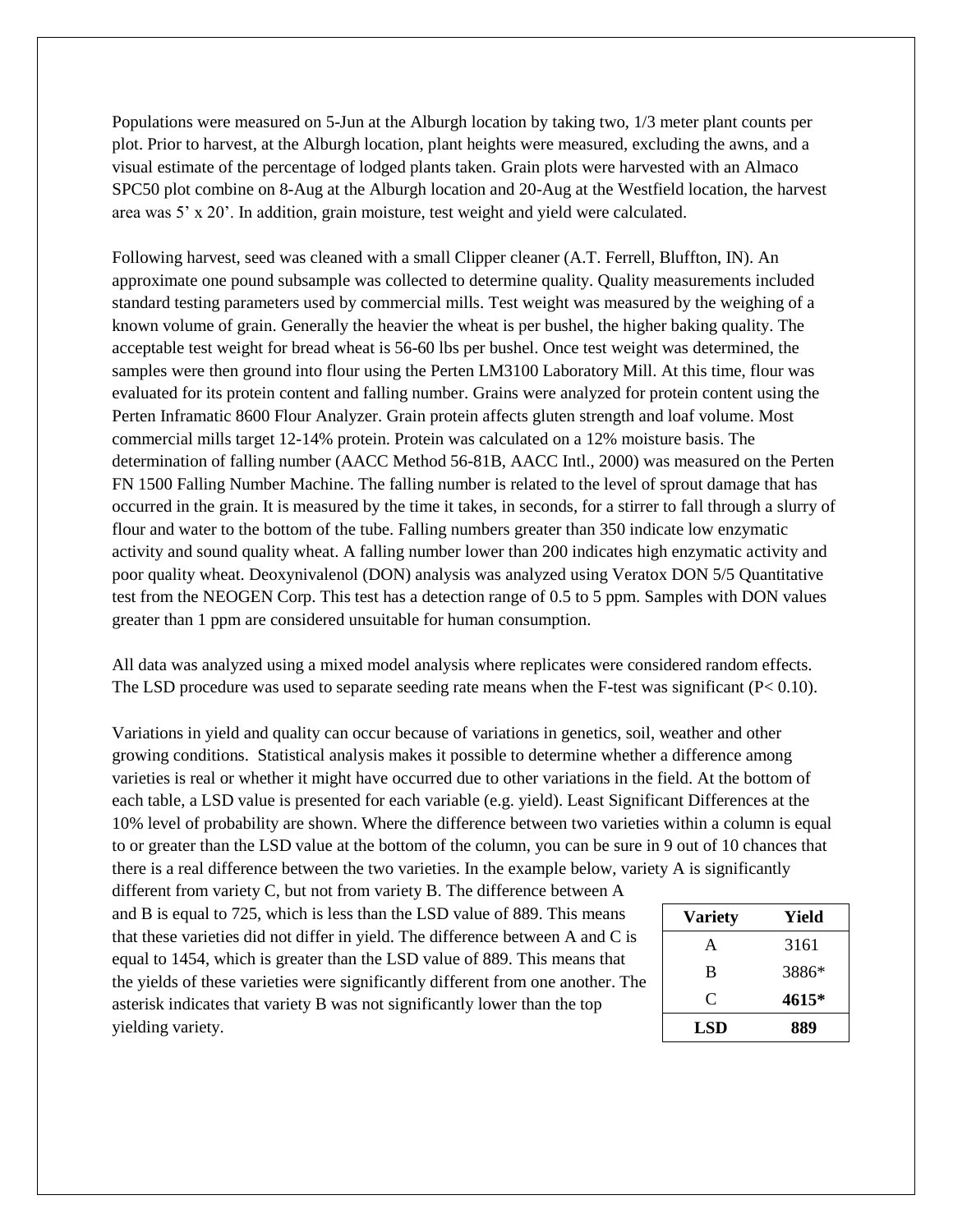Populations were measured on 5-Jun at the Alburgh location by taking two, 1/3 meter plant counts per plot. Prior to harvest, at the Alburgh location, plant heights were measured, excluding the awns, and a visual estimate of the percentage of lodged plants taken. Grain plots were harvested with an Almaco SPC50 plot combine on 8-Aug at the Alburgh location and 20-Aug at the Westfield location, the harvest area was 5' x 20'. In addition, grain moisture, test weight and yield were calculated.

Following harvest, seed was cleaned with a small Clipper cleaner (A.T. Ferrell, Bluffton, IN). An approximate one pound subsample was collected to determine quality. Quality measurements included standard testing parameters used by commercial mills. Test weight was measured by the weighing of a known volume of grain. Generally the heavier the wheat is per bushel, the higher baking quality. The acceptable test weight for bread wheat is 56-60 lbs per bushel. Once test weight was determined, the samples were then ground into flour using the Perten LM3100 Laboratory Mill. At this time, flour was evaluated for its protein content and falling number. Grains were analyzed for protein content using the Perten Inframatic 8600 Flour Analyzer. Grain protein affects gluten strength and loaf volume. Most commercial mills target 12-14% protein. Protein was calculated on a 12% moisture basis. The determination of falling number (AACC Method 56-81B, AACC Intl., 2000) was measured on the Perten FN 1500 Falling Number Machine. The falling number is related to the level of sprout damage that has occurred in the grain. It is measured by the time it takes, in seconds, for a stirrer to fall through a slurry of flour and water to the bottom of the tube. Falling numbers greater than 350 indicate low enzymatic activity and sound quality wheat. A falling number lower than 200 indicates high enzymatic activity and poor quality wheat. Deoxynivalenol (DON) analysis was analyzed using Veratox DON 5/5 Quantitative test from the NEOGEN Corp. This test has a detection range of 0.5 to 5 ppm. Samples with DON values greater than 1 ppm are considered unsuitable for human consumption.

All data was analyzed using a mixed model analysis where replicates were considered random effects. The LSD procedure was used to separate seeding rate means when the F-test was significant ($P< 0.10$).

Variations in yield and quality can occur because of variations in genetics, soil, weather and other growing conditions. Statistical analysis makes it possible to determine whether a difference among varieties is real or whether it might have occurred due to other variations in the field. At the bottom of each table, a LSD value is presented for each variable (e.g. yield). Least Significant Differences at the 10% level of probability are shown. Where the difference between two varieties within a column is equal to or greater than the LSD value at the bottom of the column, you can be sure in 9 out of 10 chances that there is a real difference between the two varieties. In the example below, variety A is significantly different from variety C, but not from variety B. The difference between A and B is equal to 725, which is less than the LSD value of 889. This means that these varieties did not differ in yield. The difference between A and C is equal to 1454, which is greater than the LSD value of 889. This means that the yields of these varieties were significantly different from one another. The asterisk indicates that variety B was not significantly lower than the top yielding variety.

| Variety | Yield |
|---|---|
| A | 3161 |
| B | 3886* |
| C | **4615*** |
| **LSD** | **889** |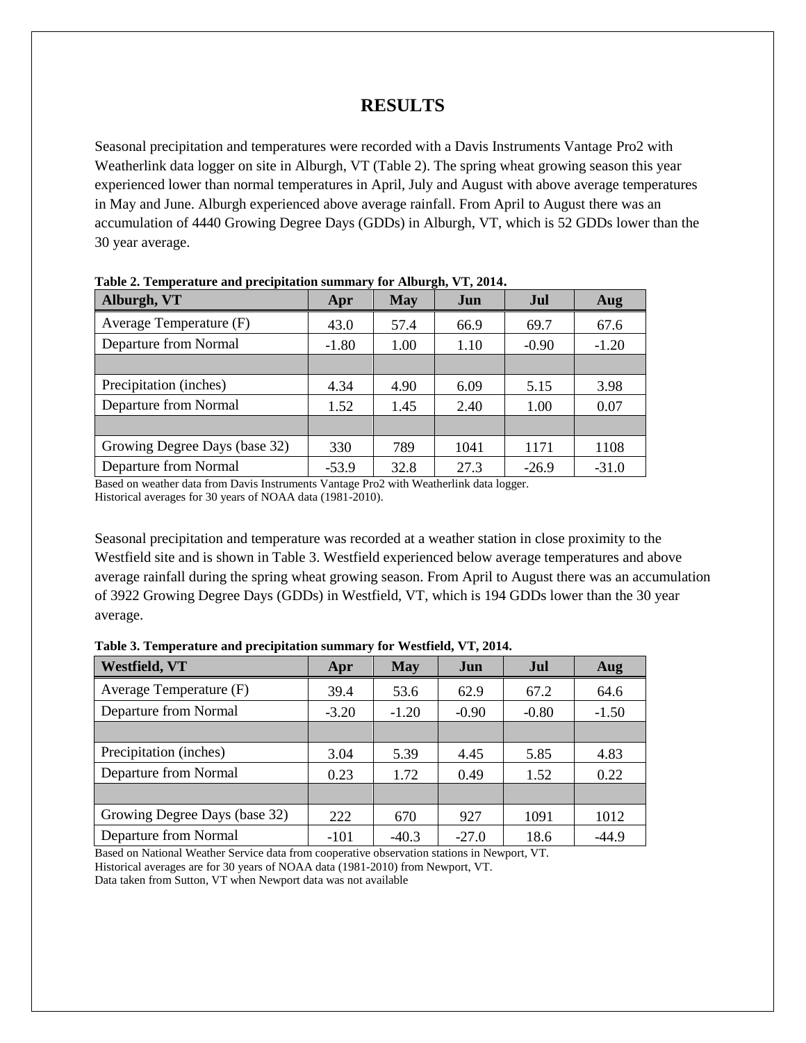# RESULTS

Seasonal precipitation and temperatures were recorded with a Davis Instruments Vantage Pro2 with Weatherlink data logger on site in Alburgh, VT (Table 2). The spring wheat growing season this year experienced lower than normal temperatures in April, July and August with above average temperatures in May and June. Alburgh experienced above average rainfall. From April to August there was an accumulation of 4440 Growing Degree Days (GDDs) in Alburgh, VT, which is 52 GDDs lower than the 30 year average.

**Table 2. Temperature and precipitation summary for Alburgh, VT, 2014.**

| Alburgh, VT | Apr | May | Jun | Jul | Aug |
|---|---|---|---|---|---|
| Average Temperature (F) | 43.0 | 57.4 | 66.9 | 69.7 | 67.6 |
| Departure from Normal | -1.80 | 1.00 | 1.10 | -0.90 | -1.20 |
| | | | | | |
| Precipitation (inches) | 4.34 | 4.90 | 6.09 | 5.15 | 3.98 |
| Departure from Normal | 1.52 | 1.45 | 2.40 | 1.00 | 0.07 |
| | | | | | |
| Growing Degree Days (base 32) | 330 | 789 | 1041 | 1171 | 1108 |
| Departure from Normal | -53.9 | 32.8 | 27.3 | -26.9 | -31.0 |

Based on weather data from Davis Instruments Vantage Pro2 with Weatherlink data logger.
Historical averages for 30 years of NOAA data (1981-2010).

Seasonal precipitation and temperature was recorded at a weather station in close proximity to the Westfield site and is shown in Table 3. Westfield experienced below average temperatures and above average rainfall during the spring wheat growing season. From April to August there was an accumulation of 3922 Growing Degree Days (GDDs) in Westfield, VT, which is 194 GDDs lower than the 30 year average.

**Table 3. Temperature and precipitation summary for Westfield, VT, 2014.**

| Westfield, VT | Apr | May | Jun | Jul | Aug |
|---|---|---|---|---|---|
| Average Temperature (F) | 39.4 | 53.6 | 62.9 | 67.2 | 64.6 |
| Departure from Normal | -3.20 | -1.20 | -0.90 | -0.80 | -1.50 |
| | | | | | |
| Precipitation (inches) | 3.04 | 5.39 | 4.45 | 5.85 | 4.83 |
| Departure from Normal | 0.23 | 1.72 | 0.49 | 1.52 | 0.22 |
| | | | | | |
| Growing Degree Days (base 32) | 222 | 670 | 927 | 1091 | 1012 |
| Departure from Normal | -101 | -40.3 | -27.0 | 18.6 | -44.9 |

Based on National Weather Service data from cooperative observation stations in Newport, VT.
Historical averages are for 30 years of NOAA data (1981-2010) from Newport, VT.
Data taken from Sutton, VT when Newport data was not available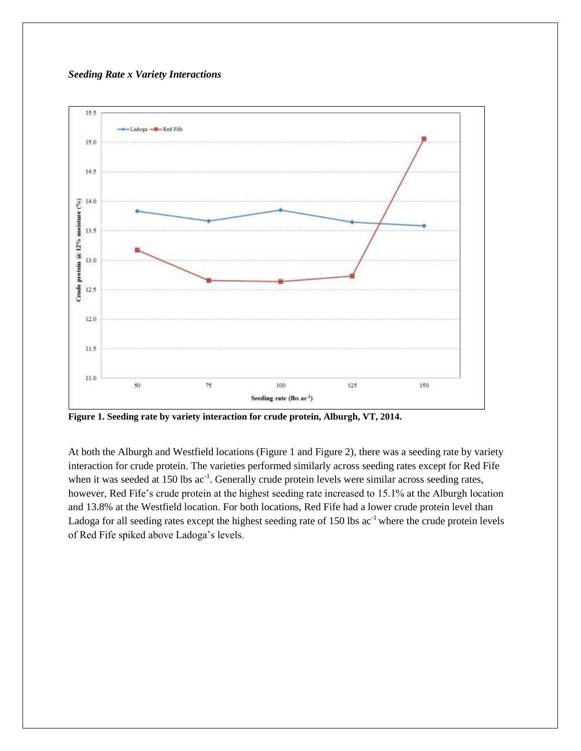***Seeding Rate x Variety Interactions***

**Figure 1. Seeding rate by variety interaction for crude protein, Alburgh, VT, 2014.**

At both the Alburgh and Westfield locations (Figure 1 and Figure 2), there was a seeding rate by variety interaction for crude protein. The varieties performed similarly across seeding rates except for Red Fife when it was seeded at 150 lbs $ac^{-1}$. Generally crude protein levels were similar across seeding rates, however, Red Fife's crude protein at the highest seeding rate increased to 15.1% at the Alburgh location and 13.8% at the Westfield location. For both locations, Red Fife had a lower crude protein level than Ladoga for all seeding rates except the highest seeding rate of 150 lbs $ac^{-1}$ where the crude protein levels of Red Fife spiked above Ladoga's levels.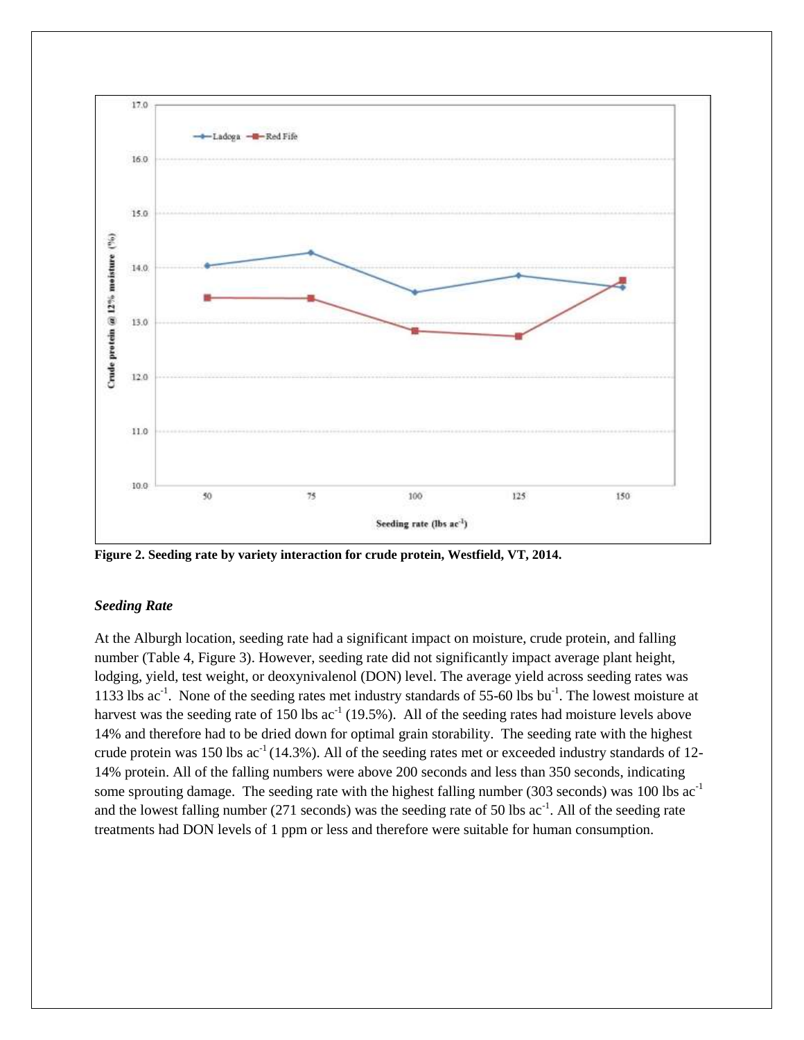Figure 2. Seeding rate by variety interaction for crude protein, Westfield, VT, 2014.

### *Seeding Rate*

At the Alburgh location, seeding rate had a significant impact on moisture, crude protein, and falling number (Table 4, Figure 3). However, seeding rate did not significantly impact average plant height, lodging, yield, test weight, or deoxynivalenol (DON) level. The average yield across seeding rates was 1133 lbs $ac^{-1}$. None of the seeding rates met industry standards of 55-60 lbs $bu^{-1}$. The lowest moisture at harvest was the seeding rate of 150 lbs $ac^{-1}$ (19.5%). All of the seeding rates had moisture levels above 14% and therefore had to be dried down for optimal grain storability. The seeding rate with the highest crude protein was 150 lbs $ac^{-1}$ (14.3%). All of the seeding rates met or exceeded industry standards of 12-14% protein. All of the falling numbers were above 200 seconds and less than 350 seconds, indicating some sprouting damage. The seeding rate with the highest falling number (303 seconds) was 100 lbs $ac^{-1}$ and the lowest falling number (271 seconds) was the seeding rate of 50 lbs $ac^{-1}$. All of the seeding rate treatments had DON levels of 1 ppm or less and therefore were suitable for human consumption.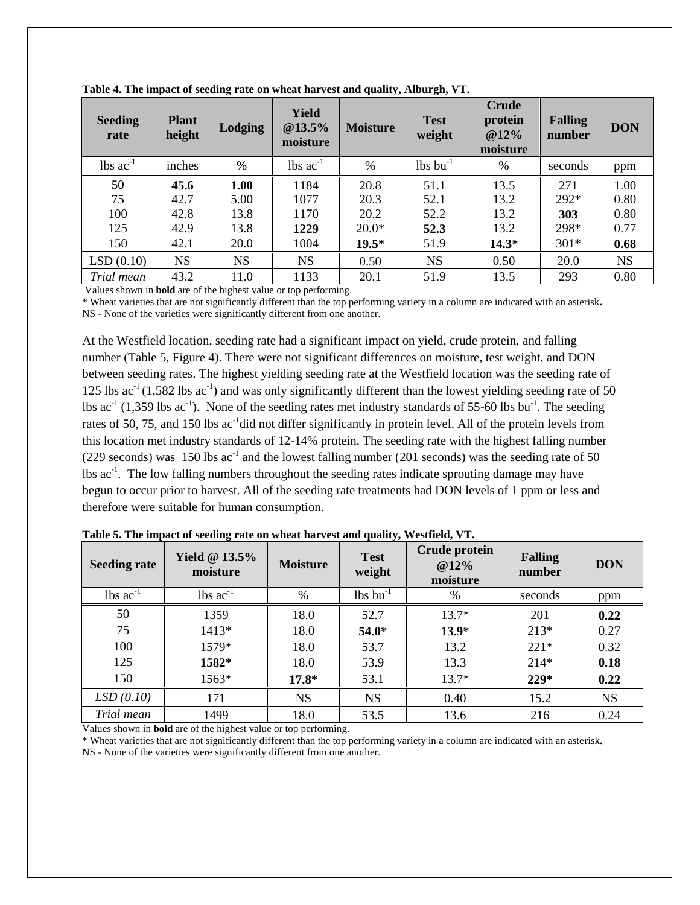**Table 4. The impact of seeding rate on wheat harvest and quality, Alburgh, VT.**

| Seeding rate | Plant height | Lodging | Yield @13.5% moisture | Moisture | Test weight | Crude protein @12% moisture | Falling number | DON |
|---|---|---|---|---|---|---|---|---|
| lbs $ac^{-1}$ | inches | % | lbs $ac^{-1}$ | % | lbs $bu^{-1}$ | % | seconds | ppm |
| 50 | **45.6** | **1.00** | 1184 | 20.8 | 51.1 | 13.5 | 271 | 1.00 |
| 75 | 42.7 | 5.00 | 1077 | 20.3 | 52.1 | 13.2 | 292* | 0.80 |
| 100 | 42.8 | 13.8 | 1170 | 20.2 | 52.2 | 13.2 | **303** | 0.80 |
| 125 | 42.9 | 13.8 | **1229** | 20.0* | **52.3** | 13.2 | 298* | 0.77 |
| 150 | 42.1 | 20.0 | 1004 | **19.5*** | 51.9 | **14.3*** | 301* | **0.68** |
| LSD (0.10) | NS | NS | NS | 0.50 | NS | 0.50 | 20.0 | NS |
| *Trial mean* | 43.2 | 11.0 | 1133 | 20.1 | 51.9 | 13.5 | 293 | 0.80 |

Values shown in **bold** are of the highest value or top performing.
* Wheat varieties that are not significantly different than the top performing variety in a column are indicated with an asterisk**.**
NS - None of the varieties were significantly different from one another.

At the Westfield location, seeding rate had a significant impact on yield, crude protein, and falling number (Table 5, Figure 4). There were not significant differences on moisture, test weight, and DON between seeding rates. The highest yielding seeding rate at the Westfield location was the seeding rate of 125 lbs $ac^{-1}$ (1,582 lbs $ac^{-1}$) and was only significantly different than the lowest yielding seeding rate of 50 lbs $ac^{-1}$ (1,359 lbs $ac^{-1}$). None of the seeding rates met industry standards of 55-60 lbs $bu^{-1}$. The seeding rates of 50, 75, and 150 lbs $ac^{-1}$did not differ significantly in protein level. All of the protein levels from this location met industry standards of 12-14% protein. The seeding rate with the highest falling number (229 seconds) was 150 lbs $ac^{-1}$ and the lowest falling number (201 seconds) was the seeding rate of 50 lbs $ac^{-1}$. The low falling numbers throughout the seeding rates indicate sprouting damage may have begun to occur prior to harvest. All of the seeding rate treatments had DON levels of 1 ppm or less and therefore were suitable for human consumption.

**Table 5. The impact of seeding rate on wheat harvest and quality, Westfield, VT.**

| Seeding rate | Yield @ 13.5% moisture | Moisture | Test weight | Crude protein @12% moisture | Falling number | DON |
|---|---|---|---|---|---|---|
| lbs $ac^{-1}$ | lbs $ac^{-1}$ | % | lbs $bu^{-1}$ | % | seconds | ppm |
| 50 | 1359 | 18.0 | 52.7 | 13.7* | 201 | **0.22** |
| 75 | 1413* | 18.0 | **54.0*** | **13.9*** | 213* | 0.27 |
| 100 | 1579* | 18.0 | 53.7 | 13.2 | 221* | 0.32 |
| 125 | **1582*** | 18.0 | 53.9 | 13.3 | 214* | **0.18** |
| 150 | 1563* | **17.8*** | 53.1 | 13.7* | **229*** | **0.22** |
| *LSD (0.10)* | 171 | NS | NS | 0.40 | 15.2 | NS |
| *Trial mean* | 1499 | 18.0 | 53.5 | 13.6 | 216 | 0.24 |

Values shown in **bold** are of the highest value or top performing.
* Wheat varieties that are not significantly different than the top performing variety in a column are indicated with an asterisk**.**
NS - None of the varieties were significantly different from one another.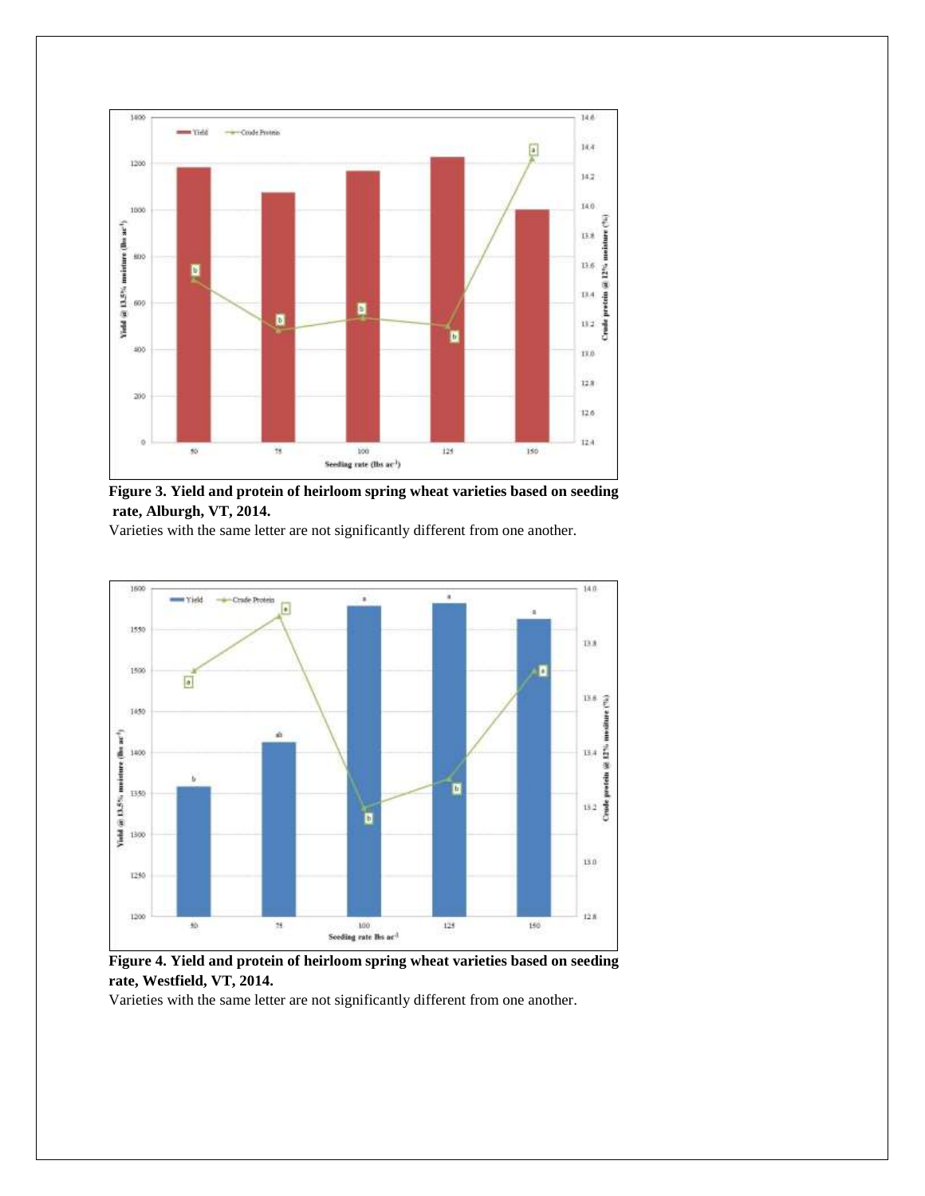**Figure 3. Yield and protein of heirloom spring wheat varieties based on seeding rate, Alburgh, VT, 2014.**

Varieties with the same letter are not significantly different from one another.

**Figure 4. Yield and protein of heirloom spring wheat varieties based on seeding rate, Westfield, VT, 2014.**

Varieties with the same letter are not significantly different from one another.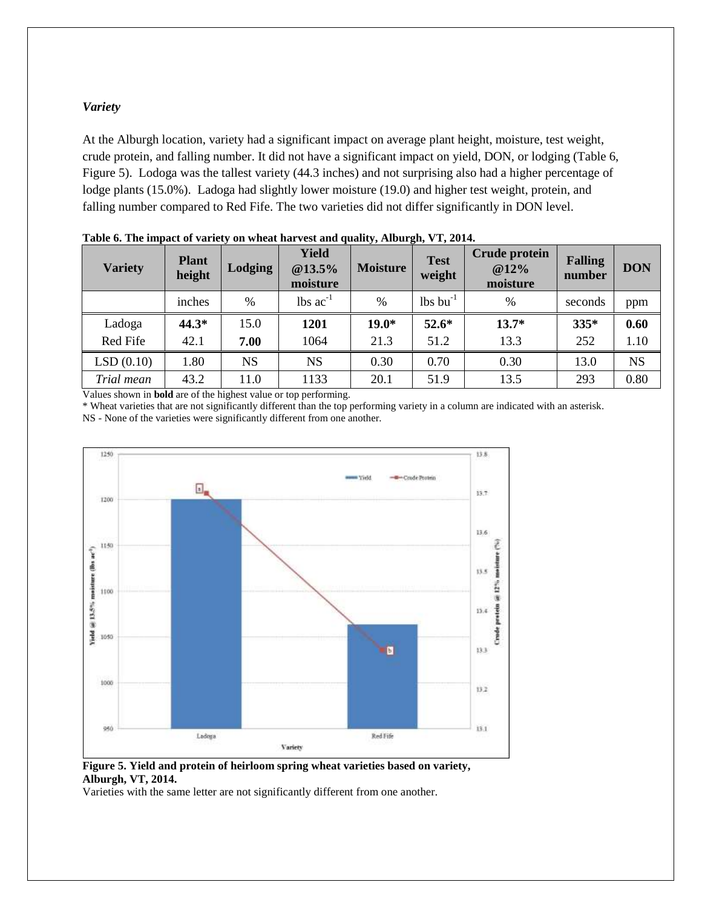*Variety*

At the Alburgh location, variety had a significant impact on average plant height, moisture, test weight, crude protein, and falling number. It did not have a significant impact on yield, DON, or lodging (Table 6, Figure 5). Lodoga was the tallest variety (44.3 inches) and not surprising also had a higher percentage of lodge plants (15.0%). Ladoga had slightly lower moisture (19.0) and higher test weight, protein, and falling number compared to Red Fife. The two varieties did not differ significantly in DON level.

**Table 6. The impact of variety on wheat harvest and quality, Alburgh, VT, 2014.**

| Variety | Plant height | Lodging | Yield @13.5% moisture | Moisture | Test weight | Crude protein @12% moisture | Falling number | DON |
|---|---|---|---|---|---|---|---|---|
| | inches | % | lbs ac$^{-1}$ | % | lbs bu$^{-1}$ | % | seconds | ppm |
| Ladoga | **44.3*** | 15.0 | **1201** | **19.0*** | **52.6*** | **13.7*** | **335*** | **0.60** |
| Red Fife | 42.1 | **7.00** | 1064 | 21.3 | 51.2 | 13.3 | 252 | 1.10 |
| LSD (0.10) | 1.80 | NS | NS | 0.30 | 0.70 | 0.30 | 13.0 | NS |
| *Trial mean* | 43.2 | 11.0 | 1133 | 20.1 | 51.9 | 13.5 | 293 | 0.80 |

Values shown in **bold** are of the highest value or top performing.
\* Wheat varieties that are not significantly different than the top performing variety in a column are indicated with an asterisk.
NS - None of the varieties were significantly different from one another.

**Figure 5. Yield and protein of heirloom spring wheat varieties based on variety, Alburgh, VT, 2014.**
Varieties with the same letter are not significantly different from one another.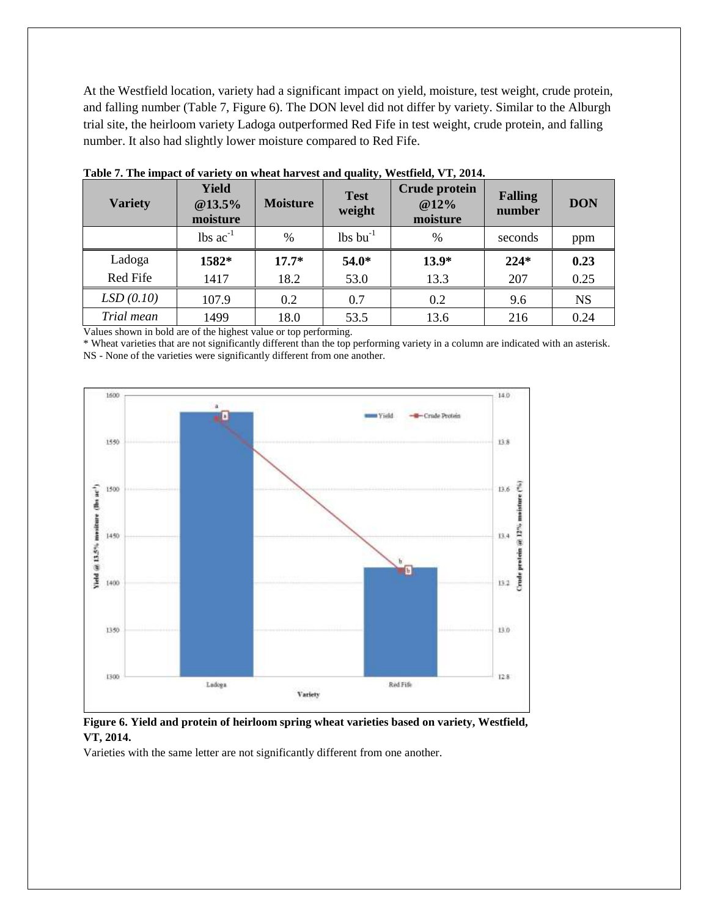At the Westfield location, variety had a significant impact on yield, moisture, test weight, crude protein, and falling number (Table 7, Figure 6). The DON level did not differ by variety. Similar to the Alburgh trial site, the heirloom variety Ladoga outperformed Red Fife in test weight, crude protein, and falling number. It also had slightly lower moisture compared to Red Fife.

**Table 7. The impact of variety on wheat harvest and quality, Westfield, VT, 2014.**

| Variety | Yield @13.5% moisture | Moisture | Test weight | Crude protein @12% moisture | Falling number | DON |
|---|---|---|---|---|---|---|
| | lbs $ac^{-1}$ | % | lbs $bu^{-1}$ | % | seconds | ppm |
| Ladoga | **1582*** | **17.7*** | **54.0*** | **13.9*** | **224*** | **0.23** |
| Red Fife | 1417 | 18.2 | 53.0 | 13.3 | 207 | 0.25 |
| *LSD (0.10)* | 107.9 | 0.2 | 0.7 | 0.2 | 9.6 | NS |
| *Trial mean* | 1499 | 18.0 | 53.5 | 13.6 | 216 | 0.24 |

Values shown in bold are of the highest value or top performing.
* Wheat varieties that are not significantly different than the top performing variety in a column are indicated with an asterisk.
NS - None of the varieties were significantly different from one another.

**Figure 6. Yield and protein of heirloom spring wheat varieties based on variety, Westfield, VT, 2014.**

Varieties with the same letter are not significantly different from one another.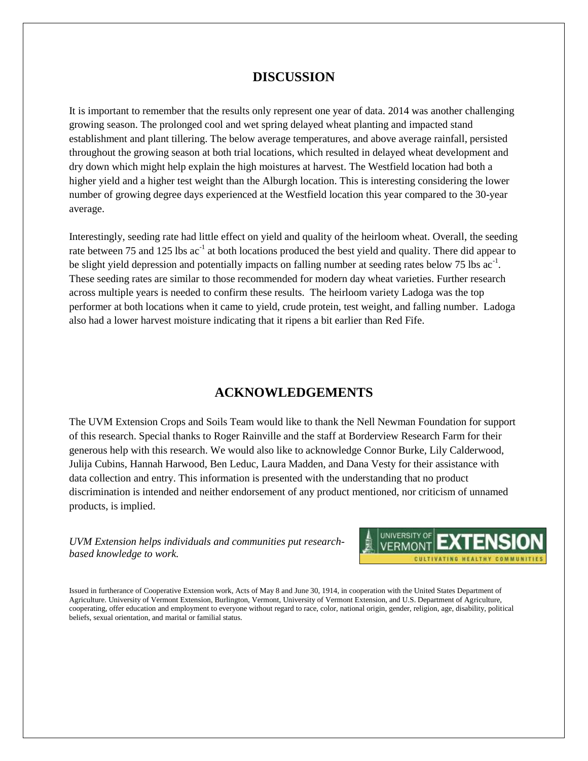## DISCUSSION

It is important to remember that the results only represent one year of data. 2014 was another challenging growing season. The prolonged cool and wet spring delayed wheat planting and impacted stand establishment and plant tillering. The below average temperatures, and above average rainfall, persisted throughout the growing season at both trial locations, which resulted in delayed wheat development and dry down which might help explain the high moistures at harvest. The Westfield location had both a higher yield and a higher test weight than the Alburgh location. This is interesting considering the lower number of growing degree days experienced at the Westfield location this year compared to the 30-year average.

Interestingly, seeding rate had little effect on yield and quality of the heirloom wheat. Overall, the seeding rate between 75 and 125 lbs $ac^{-1}$ at both locations produced the best yield and quality. There did appear to be slight yield depression and potentially impacts on falling number at seeding rates below 75 lbs $ac^{-1}$. These seeding rates are similar to those recommended for modern day wheat varieties. Further research across multiple years is needed to confirm these results. The heirloom variety Ladoga was the top performer at both locations when it came to yield, crude protein, test weight, and falling number. Ladoga also had a lower harvest moisture indicating that it ripens a bit earlier than Red Fife.

## ACKNOWLEDGEMENTS

The UVM Extension Crops and Soils Team would like to thank the Nell Newman Foundation for support of this research. Special thanks to Roger Rainville and the staff at Borderview Research Farm for their generous help with this research. We would also like to acknowledge Connor Burke, Lily Calderwood, Julija Cubins, Hannah Harwood, Ben Leduc, Laura Madden, and Dana Vesty for their assistance with data collection and entry. This information is presented with the understanding that no product discrimination is intended and neither endorsement of any product mentioned, nor criticism of unnamed products, is implied.

*UVM Extension helps individuals and communities put research-based knowledge to work.*

UNIVERSITY OF VERMONT EXTENSION
CULTIVATING HEALTHY COMMUNITIES

Issued in furtherance of Cooperative Extension work, Acts of May 8 and June 30, 1914, in cooperation with the United States Department of Agriculture. University of Vermont Extension, Burlington, Vermont, University of Vermont Extension, and U.S. Department of Agriculture, cooperating, offer education and employment to everyone without regard to race, color, national origin, gender, religion, age, disability, political beliefs, sexual orientation, and marital or familial status.